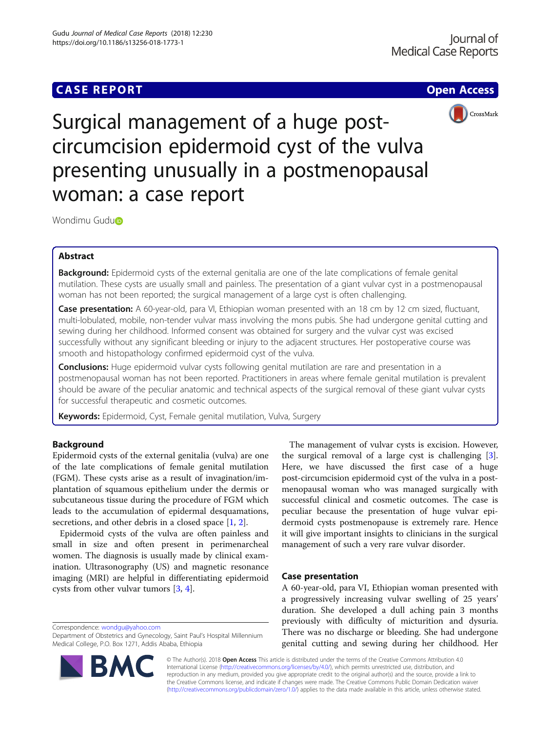CASE REPORT

Open Access

# Surgical management of a huge post-circumcision epidermoid cyst of the vulva presenting unusually in a postmenopausal woman: a case report

Wondimu Gudu

## Abstract

**Background:** Epidermoid cysts of the external genitalia are one of the late complications of female genital mutilation. These cysts are usually small and painless. The presentation of a giant vulvar cyst in a postmenopausal woman has not been reported; the surgical management of a large cyst is often challenging.

**Case presentation:** A 60-year-old, para VI, Ethiopian woman presented with an 18 cm by 12 cm sized, fluctuant, multi-lobulated, mobile, non-tender vulvar mass involving the mons pubis. She had undergone genital cutting and sewing during her childhood. Informed consent was obtained for surgery and the vulvar cyst was excised successfully without any significant bleeding or injury to the adjacent structures. Her postoperative course was smooth and histopathology confirmed epidermoid cyst of the vulva.

**Conclusions:** Huge epidermoid vulvar cysts following genital mutilation are rare and presentation in a postmenopausal woman has not been reported. Practitioners in areas where female genital mutilation is prevalent should be aware of the peculiar anatomic and technical aspects of the surgical removal of these giant vulvar cysts for successful therapeutic and cosmetic outcomes.

**Keywords:** Epidermoid, Cyst, Female genital mutilation, Vulva, Surgery

## Background

Epidermoid cysts of the external genitalia (vulva) are one of the late complications of female genital mutilation (FGM). These cysts arise as a result of invagination/implantation of squamous epithelium under the dermis or subcutaneous tissue during the procedure of FGM which leads to the accumulation of epidermal desquamations, secretions, and other debris in a closed space [1, 2].

Epidermoid cysts of the vulva are often painless and small in size and often present in perimenarcheal women. The diagnosis is usually made by clinical examination. Ultrasonography (US) and magnetic resonance imaging (MRI) are helpful in differentiating epidermoid cysts from other vulvar tumors [3, 4].

The management of vulvar cysts is excision. However, the surgical removal of a large cyst is challenging [3]. Here, we have discussed the first case of a huge post-circumcision epidermoid cyst of the vulva in a postmenopausal woman who was managed surgically with successful clinical and cosmetic outcomes. The case is peculiar because the presentation of huge vulvar epidermoid cysts postmenopause is extremely rare. Hence it will give important insights to clinicians in the surgical management of such a very rare vulvar disorder.

## Case presentation

A 60-year-old, para VI, Ethiopian woman presented with a progressively increasing vulvar swelling of 25 years' duration. She developed a dull aching pain 3 months previously with difficulty of micturition and dysuria. There was no discharge or bleeding. She had undergone genital cutting and sewing during her childhood. Her

Correspondence: wondgu@yahoo.com
Department of Obstetrics and Gynecology, Saint Paul's Hospital Millennium Medical College, P.O. Box 1271, Addis Ababa, Ethiopia

© The Author(s). 2018 **Open Access** This article is distributed under the terms of the Creative Commons Attribution 4.0 International License (http://creativecommons.org/licenses/by/4.0/), which permits unrestricted use, distribution, and reproduction in any medium, provided you give appropriate credit to the original author(s) and the source, provide a link to the Creative Commons license, and indicate if changes were made. The Creative Commons Public Domain Dedication waiver (http://creativecommons.org/publicdomain/zero/1.0/) applies to the data made available in this article, unless otherwise stated.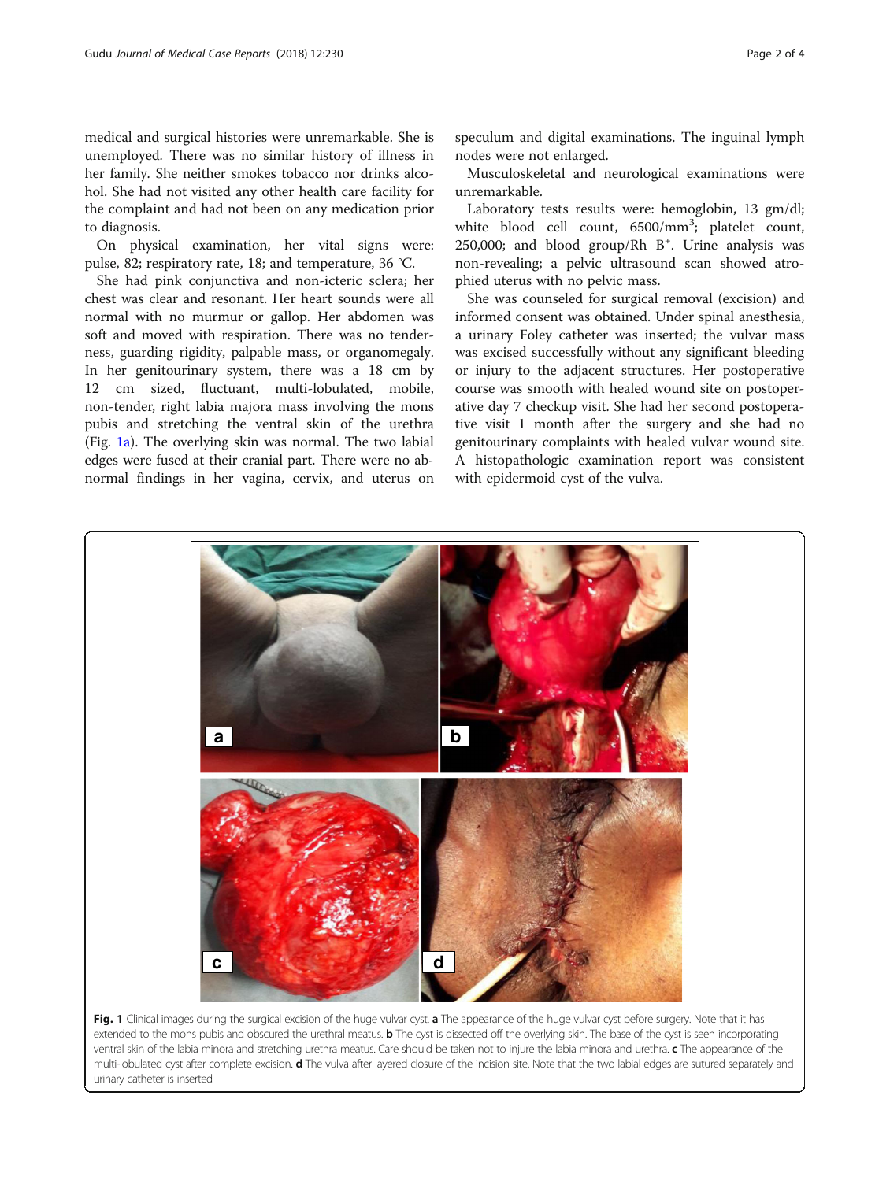medical and surgical histories were unremarkable. She is unemployed. There was no similar history of illness in her family. She neither smokes tobacco nor drinks alcohol. She had not visited any other health care facility for the complaint and had not been on any medication prior to diagnosis.

On physical examination, her vital signs were: pulse, 82; respiratory rate, 18; and temperature, 36 °C.

She had pink conjunctiva and non-icteric sclera; her chest was clear and resonant. Her heart sounds were all normal with no murmur or gallop. Her abdomen was soft and moved with respiration. There was no tenderness, guarding rigidity, palpable mass, or organomegaly. In her genitourinary system, there was a 18 cm by 12 cm sized, fluctuant, multi-lobulated, mobile, non-tender, right labia majora mass involving the mons pubis and stretching the ventral skin of the urethra (Fig. 1a). The overlying skin was normal. The two labial edges were fused at their cranial part. There were no abnormal findings in her vagina, cervix, and uterus on speculum and digital examinations. The inguinal lymph nodes were not enlarged.

Musculoskeletal and neurological examinations were unremarkable.

Laboratory tests results were: hemoglobin, 13 gm/dl; white blood cell count, 6500/mm$^3$; platelet count, 250,000; and blood group/Rh B$^+$. Urine analysis was non-revealing; a pelvic ultrasound scan showed atrophied uterus with no pelvic mass.

She was counseled for surgical removal (excision) and informed consent was obtained. Under spinal anesthesia, a urinary Foley catheter was inserted; the vulvar mass was excised successfully without any significant bleeding or injury to the adjacent structures. Her postoperative course was smooth with healed wound site on postoperative day 7 checkup visit. She had her second postoperative visit 1 month after the surgery and she had no genitourinary complaints with healed vulvar wound site. A histopathologic examination report was consistent with epidermoid cyst of the vulva.

**Fig. 1** Clinical images during the surgical excision of the huge vulvar cyst. **a** The appearance of the huge vulvar cyst before surgery. Note that it has extended to the mons pubis and obscured the urethral meatus. **b** The cyst is dissected off the overlying skin. The base of the cyst is seen incorporating ventral skin of the labia minora and stretching urethra meatus. Care should be taken not to injure the labia minora and urethra. **c** The appearance of the multi-lobulated cyst after complete excision. **d** The vulva after layered closure of the incision site. Note that the two labial edges are sutured separately and urinary catheter is inserted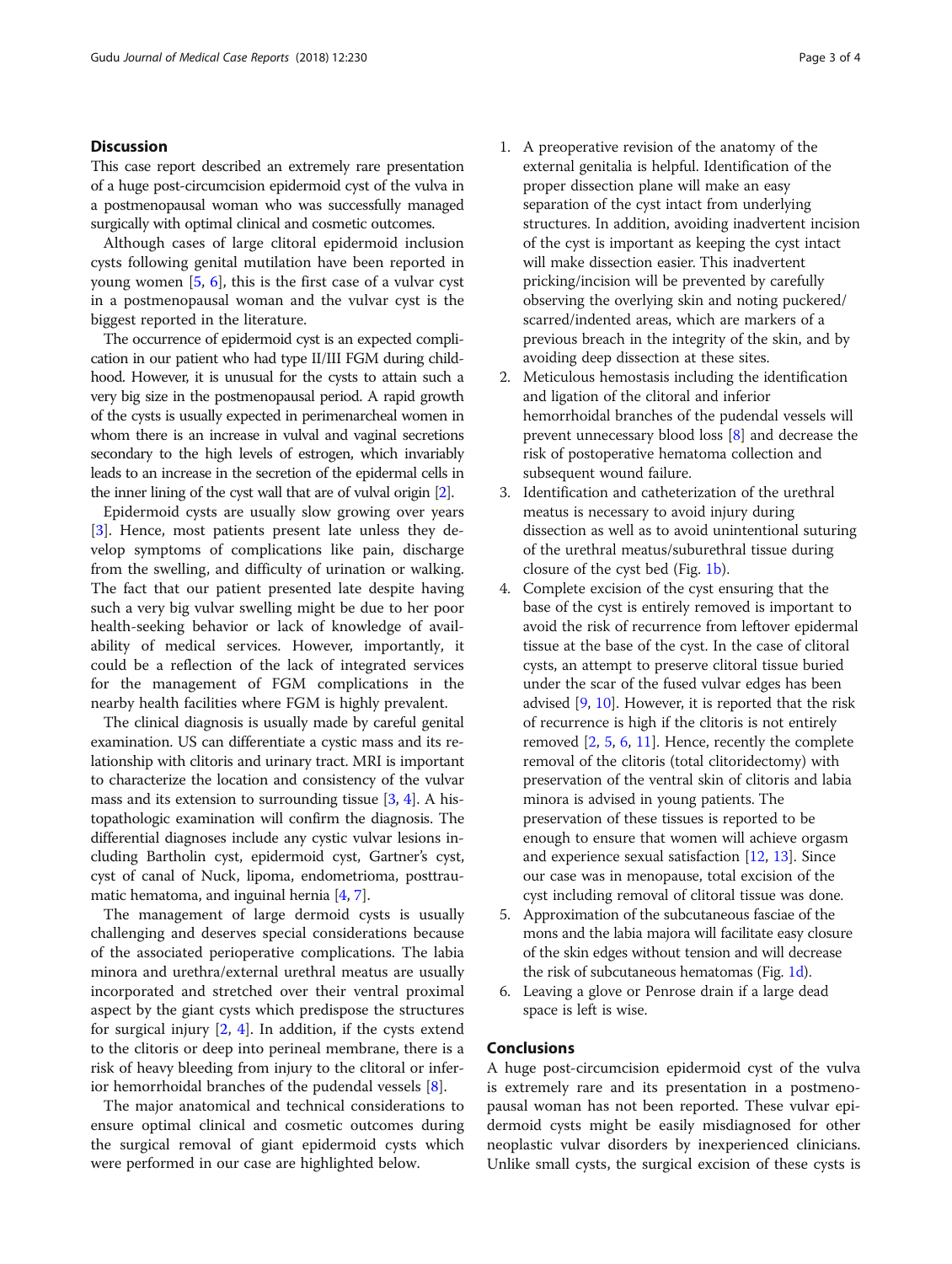## Discussion

This case report described an extremely rare presentation of a huge post-circumcision epidermoid cyst of the vulva in a postmenopausal woman who was successfully managed surgically with optimal clinical and cosmetic outcomes.

Although cases of large clitoral epidermoid inclusion cysts following genital mutilation have been reported in young women [5, 6], this is the first case of a vulvar cyst in a postmenopausal woman and the vulvar cyst is the biggest reported in the literature.

The occurrence of epidermoid cyst is an expected complication in our patient who had type II/III FGM during childhood. However, it is unusual for the cysts to attain such a very big size in the postmenopausal period. A rapid growth of the cysts is usually expected in perimenarcheal women in whom there is an increase in vulval and vaginal secretions secondary to the high levels of estrogen, which invariably leads to an increase in the secretion of the epidermal cells in the inner lining of the cyst wall that are of vulval origin [2].

Epidermoid cysts are usually slow growing over years [3]. Hence, most patients present late unless they develop symptoms of complications like pain, discharge from the swelling, and difficulty of urination or walking. The fact that our patient presented late despite having such a very big vulvar swelling might be due to her poor health-seeking behavior or lack of knowledge of availability of medical services. However, importantly, it could be a reflection of the lack of integrated services for the management of FGM complications in the nearby health facilities where FGM is highly prevalent.

The clinical diagnosis is usually made by careful genital examination. US can differentiate a cystic mass and its relationship with clitoris and urinary tract. MRI is important to characterize the location and consistency of the vulvar mass and its extension to surrounding tissue [3, 4]. A histopathologic examination will confirm the diagnosis. The differential diagnoses include any cystic vulvar lesions including Bartholin cyst, epidermoid cyst, Gartner's cyst, cyst of canal of Nuck, lipoma, endometrioma, posttraumatic hematoma, and inguinal hernia [4, 7].

The management of large dermoid cysts is usually challenging and deserves special considerations because of the associated perioperative complications. The labia minora and urethra/external urethral meatus are usually incorporated and stretched over their ventral proximal aspect by the giant cysts which predispose the structures for surgical injury [2, 4]. In addition, if the cysts extend to the clitoris or deep into perineal membrane, there is a risk of heavy bleeding from injury to the clitoral or inferior hemorrhoidal branches of the pudendal vessels [8].

The major anatomical and technical considerations to ensure optimal clinical and cosmetic outcomes during the surgical removal of giant epidermoid cysts which were performed in our case are highlighted below.

1. A preoperative revision of the anatomy of the external genitalia is helpful. Identification of the proper dissection plane will make an easy separation of the cyst intact from underlying structures. In addition, avoiding inadvertent incision of the cyst is important as keeping the cyst intact will make dissection easier. This inadvertent pricking/incision will be prevented by carefully observing the overlying skin and noting puckered/scarred/indented areas, which are markers of a previous breach in the integrity of the skin, and by avoiding deep dissection at these sites.
2. Meticulous hemostasis including the identification and ligation of the clitoral and inferior hemorrhoidal branches of the pudendal vessels will prevent unnecessary blood loss [8] and decrease the risk of postoperative hematoma collection and subsequent wound failure.
3. Identification and catheterization of the urethral meatus is necessary to avoid injury during dissection as well as to avoid unintentional suturing of the urethral meatus/suburethral tissue during closure of the cyst bed (Fig. 1b).
4. Complete excision of the cyst ensuring that the base of the cyst is entirely removed is important to avoid the risk of recurrence from leftover epidermal tissue at the base of the cyst. In the case of clitoral cysts, an attempt to preserve clitoral tissue buried under the scar of the fused vulvar edges has been advised [9, 10]. However, it is reported that the risk of recurrence is high if the clitoris is not entirely removed [2, 5, 6, 11]. Hence, recently the complete removal of the clitoris (total clitoridectomy) with preservation of the ventral skin of clitoris and labia minora is advised in young patients. The preservation of these tissues is reported to be enough to ensure that women will achieve orgasm and experience sexual satisfaction [12, 13]. Since our case was in menopause, total excision of the cyst including removal of clitoral tissue was done.
5. Approximation of the subcutaneous fasciae of the mons and the labia majora will facilitate easy closure of the skin edges without tension and will decrease the risk of subcutaneous hematomas (Fig. 1d).
6. Leaving a glove or Penrose drain if a large dead space is left is wise.

## Conclusions

A huge post-circumcision epidermoid cyst of the vulva is extremely rare and its presentation in a postmenopausal woman has not been reported. These vulvar epidermoid cysts might be easily misdiagnosed for other neoplastic vulvar disorders by inexperienced clinicians. Unlike small cysts, the surgical excision of these cysts is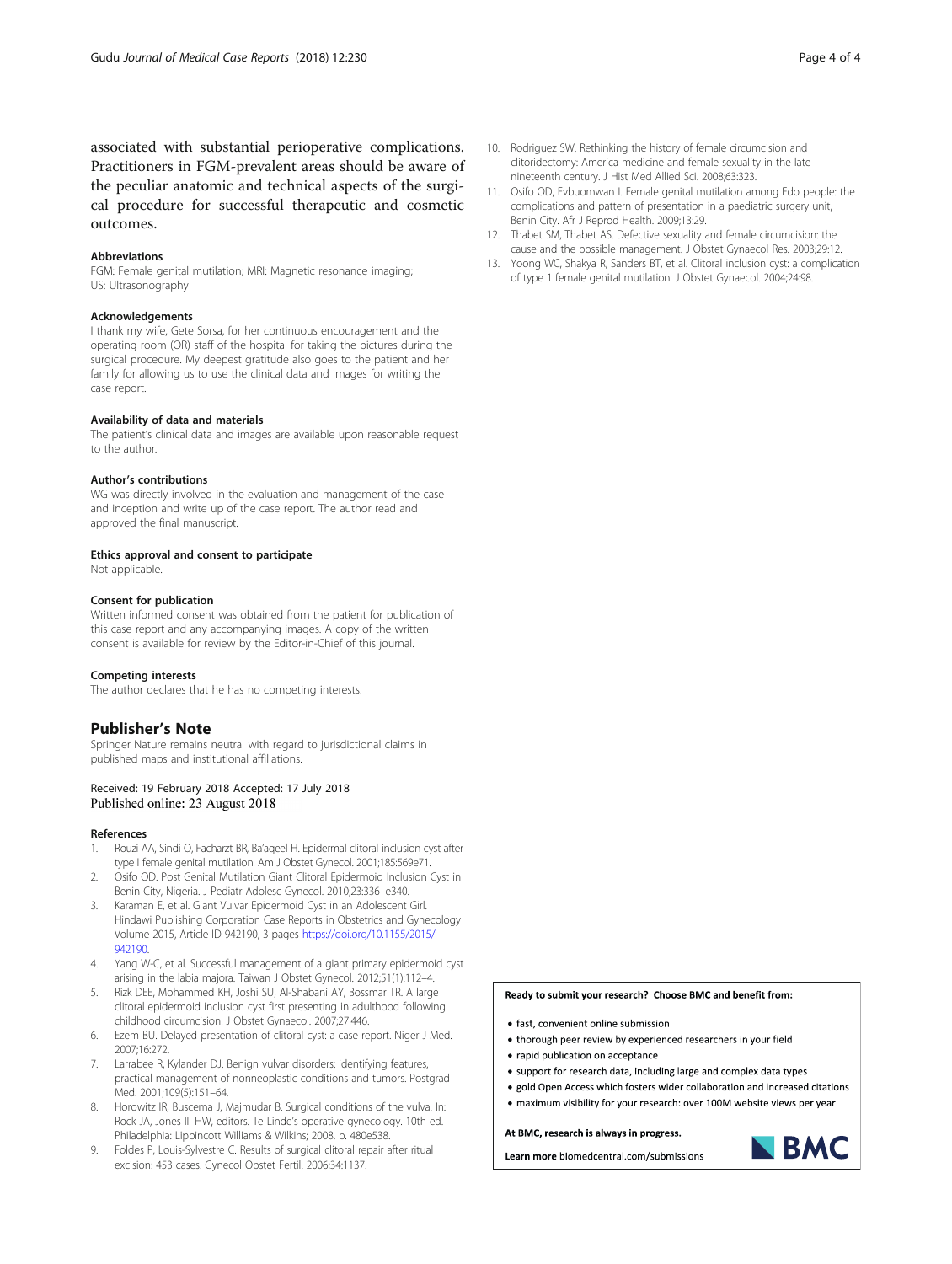associated with substantial perioperative complications. Practitioners in FGM-prevalent areas should be aware of the peculiar anatomic and technical aspects of the surgical procedure for successful therapeutic and cosmetic outcomes.

### Abbreviations

FGM: Female genital mutilation; MRI: Magnetic resonance imaging; US: Ultrasonography

### Acknowledgements

I thank my wife, Gete Sorsa, for her continuous encouragement and the operating room (OR) staff of the hospital for taking the pictures during the surgical procedure. My deepest gratitude also goes to the patient and her family for allowing us to use the clinical data and images for writing the case report.

### Availability of data and materials

The patient's clinical data and images are available upon reasonable request to the author.

### Author's contributions

WG was directly involved in the evaluation and management of the case and inception and write up of the case report. The author read and approved the final manuscript.

### Ethics approval and consent to participate

Not applicable.

### Consent for publication

Written informed consent was obtained from the patient for publication of this case report and any accompanying images. A copy of the written consent is available for review by the Editor-in-Chief of this journal.

### Competing interests

The author declares that he has no competing interests.

## Publisher's Note

Springer Nature remains neutral with regard to jurisdictional claims in published maps and institutional affiliations.

Received: 19 February 2018 Accepted: 17 July 2018
Published online: 23 August 2018

### References

1. Rouzi AA, Sindi O, Facharzt BR, Ba'aqeel H. Epidermal clitoral inclusion cyst after type I female genital mutilation. Am J Obstet Gynecol. 2001;185:569e71.
2. Osifo OD. Post Genital Mutilation Giant Clitoral Epidermoid Inclusion Cyst in Benin City, Nigeria. J Pediatr Adolesc Gynecol. 2010;23:336–e340.
3. Karaman E, et al. Giant Vulvar Epidermoid Cyst in an Adolescent Girl. Hindawi Publishing Corporation Case Reports in Obstetrics and Gynecology Volume 2015, Article ID 942190, 3 pages https://doi.org/10.1155/2015/942190.
4. Yang W-C, et al. Successful management of a giant primary epidermoid cyst arising in the labia majora. Taiwan J Obstet Gynecol. 2012;51(1):112–4.
5. Rizk DEE, Mohammed KH, Joshi SU, Al-Shabani AY, Bossmar TR. A large clitoral epidermoid inclusion cyst first presenting in adulthood following childhood circumcision. J Obstet Gynaecol. 2007;27:446.
6. Ezem BU. Delayed presentation of clitoral cyst: a case report. Niger J Med. 2007;16:272.
7. Larrabee R, Kylander DJ. Benign vulvar disorders: identifying features, practical management of nonneoplastic conditions and tumors. Postgrad Med. 2001;109(5):151–64.
8. Horowitz IR, Buscema J, Majmudar B. Surgical conditions of the vulva. In: Rock JA, Jones III HW, editors. Te Linde's operative gynecology. 10th ed. Philadelphia: Lippincott Williams & Wilkins; 2008. p. 480e538.
9. Foldes P, Louis-Sylvestre C. Results of surgical clitoral repair after ritual excision: 453 cases. Gynecol Obstet Fertil. 2006;34:1137.
10. Rodriguez SW. Rethinking the history of female circumcision and clitoridectomy: America medicine and female sexuality in the late nineteenth century. J Hist Med Allied Sci. 2008;63:323.
11. Osifo OD, Evbuomwan I. Female genital mutilation among Edo people: the complications and pattern of presentation in a paediatric surgery unit, Benin City. Afr J Reprod Health. 2009;13:29.
12. Thabet SM, Thabet AS. Defective sexuality and female circumcision: the cause and the possible management. J Obstet Gynaecol Res. 2003;29:12.
13. Yoong WC, Shakya R, Sanders BT, et al. Clitoral inclusion cyst: a complication of type 1 female genital mutilation. J Obstet Gynaecol. 2004;24:98.

**Ready to submit your research? Choose BMC and benefit from:**

- fast, convenient online submission
- thorough peer review by experienced researchers in your field
- rapid publication on acceptance
- support for research data, including large and complex data types
- gold Open Access which fosters wider collaboration and increased citations
- maximum visibility for your research: over 100M website views per year

**At BMC, research is always in progress.**

**Learn more** biomedcentral.com/submissions

BMC